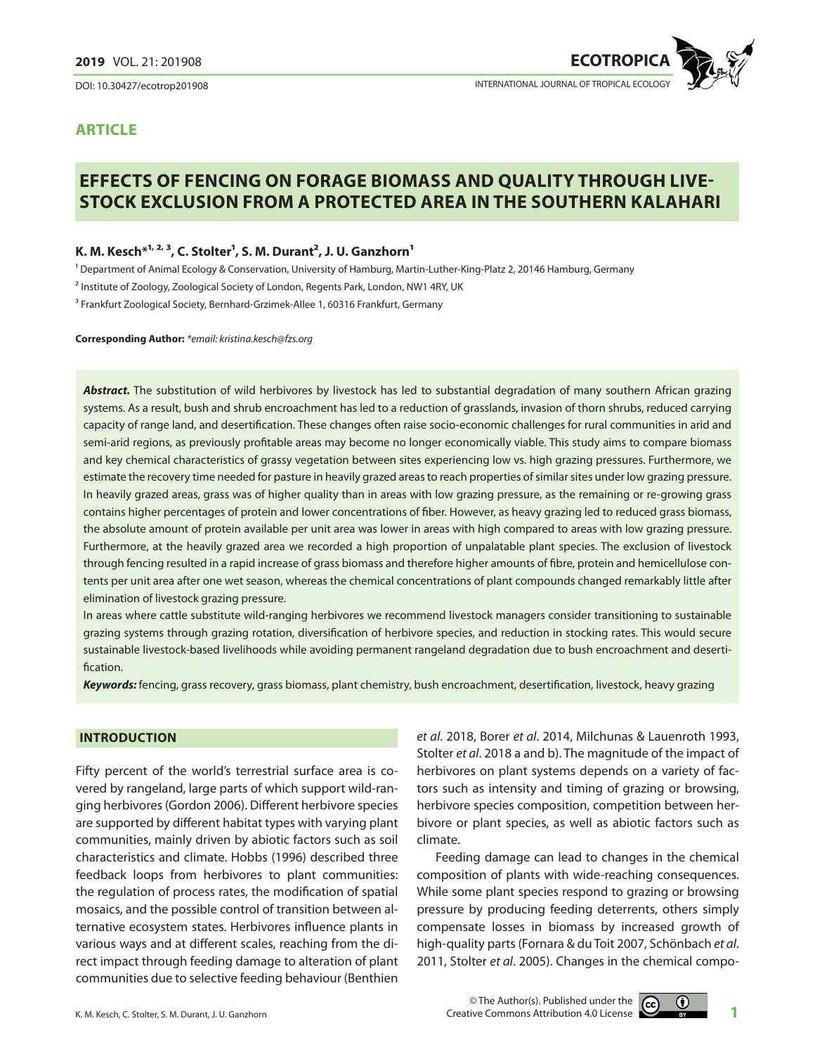**ARTICLE**

# EFFECTS OF FENCING ON FORAGE BIOMASS AND QUALITY THROUGH LIVESTOCK EXCLUSION FROM A PROTECTED AREA IN THE SOUTHERN KALAHARI

**K. M. Kesch*[1, 2, 3], C. Stolter[1], S. M. Durant[2], J. U. Ganzhorn[1]**

[1] Department of Animal Ecology & Conservation, University of Hamburg, Martin-Luther-King-Platz 2, 20146 Hamburg, Germany

[2] Institute of Zoology, Zoological Society of London, Regents Park, London, NW1 4RY, UK

[3] Frankfurt Zoological Society, Bernhard-Grzimek-Allee 1, 60316 Frankfurt, Germany

**Corresponding Author:** *\*email: kristina.kesch@fzs.org*

***Abstract.*** The substitution of wild herbivores by livestock has led to substantial degradation of many southern African grazing systems. As a result, bush and shrub encroachment has led to a reduction of grasslands, invasion of thorn shrubs, reduced carrying capacity of range land, and desertification. These changes often raise socio-economic challenges for rural communities in arid and semi-arid regions, as previously profitable areas may become no longer economically viable. This study aims to compare biomass and key chemical characteristics of grassy vegetation between sites experiencing low vs. high grazing pressures. Furthermore, we estimate the recovery time needed for pasture in heavily grazed areas to reach properties of similar sites under low grazing pressure. In heavily grazed areas, grass was of higher quality than in areas with low grazing pressure, as the remaining or re-growing grass contains higher percentages of protein and lower concentrations of fiber. However, as heavy grazing led to reduced grass biomass, the absolute amount of protein available per unit area was lower in areas with high compared to areas with low grazing pressure. Furthermore, at the heavily grazed area we recorded a high proportion of unpalatable plant species. The exclusion of livestock through fencing resulted in a rapid increase of grass biomass and therefore higher amounts of fibre, protein and hemicellulose contents per unit area after one wet season, whereas the chemical concentrations of plant compounds changed remarkably little after elimination of livestock grazing pressure.

In areas where cattle substitute wild-ranging herbivores we recommend livestock managers consider transitioning to sustainable grazing systems through grazing rotation, diversification of herbivore species, and reduction in stocking rates. This would secure sustainable livestock-based livelihoods while avoiding permanent rangeland degradation due to bush encroachment and desertification.

***Keywords:*** fencing, grass recovery, grass biomass, plant chemistry, bush encroachment, desertification, livestock, heavy grazing

## INTRODUCTION

Fifty percent of the world's terrestrial surface area is covered by rangeland, large parts of which support wild-ranging herbivores (Gordon 2006). Different herbivore species are supported by different habitat types with varying plant communities, mainly driven by abiotic factors such as soil characteristics and climate. Hobbs (1996) described three feedback loops from herbivores to plant communities: the regulation of process rates, the modification of spatial mosaics, and the possible control of transition between alternative ecosystem states. Herbivores influence plants in various ways and at different scales, reaching from the direct impact through feeding damage to alteration of plant communities due to selective feeding behaviour (Benthien *et al*. 2018, Borer *et al*. 2014, Milchunas & Lauenroth 1993, Stolter *et al*. 2018 a and b). The magnitude of the impact of herbivores on plant systems depends on a variety of factors such as intensity and timing of grazing or browsing, herbivore species composition, competition between herbivore or plant species, as well as abiotic factors such as climate.

Feeding damage can lead to changes in the chemical composition of plants with wide-reaching consequences. While some plant species respond to grazing or browsing pressure by producing feeding deterrents, others simply compensate losses in biomass by increased growth of high-quality parts (Fornara & du Toit 2007, Schönbach *et al*. 2011, Stolter *et al*. 2005). Changes in the chemical compo-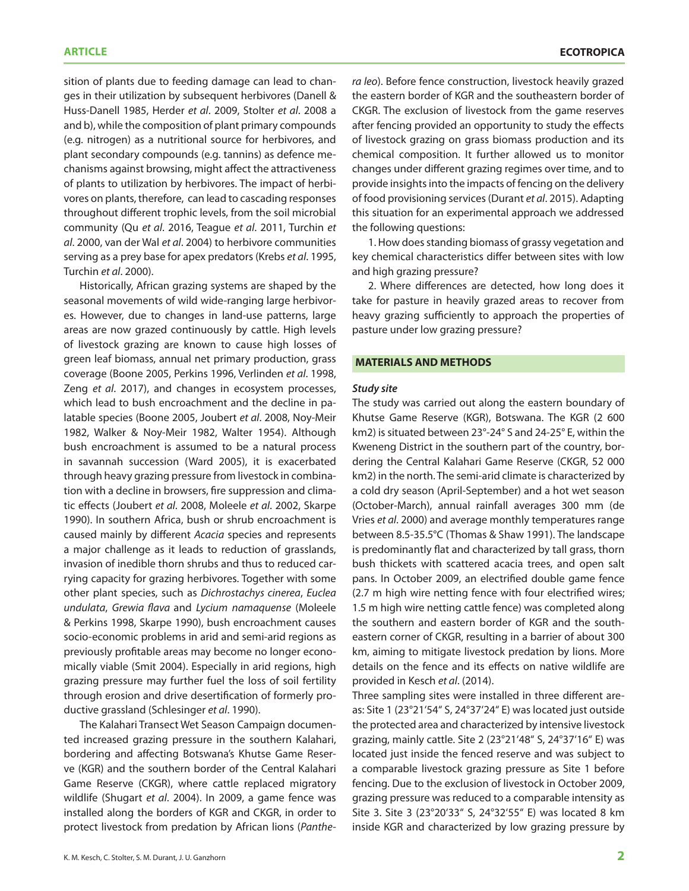sition of plants due to feeding damage can lead to changes in their utilization by subsequent herbivores (Danell & Huss-Danell 1985, Herder *et al*. 2009, Stolter *et al*. 2008 a and b), while the composition of plant primary compounds (e.g. nitrogen) as a nutritional source for herbivores, and plant secondary compounds (e.g. tannins) as defence mechanisms against browsing, might affect the attractiveness of plants to utilization by herbivores. The impact of herbivores on plants, therefore, can lead to cascading responses throughout different trophic levels, from the soil microbial community (Qu *et al*. 2016, Teague *et al*. 2011, Turchin *et al*. 2000, van der Wal *et al*. 2004) to herbivore communities serving as a prey base for apex predators (Krebs *et al*. 1995, Turchin *et al*. 2000).

Historically, African grazing systems are shaped by the seasonal movements of wild wide-ranging large herbivores. However, due to changes in land-use patterns, large areas are now grazed continuously by cattle. High levels of livestock grazing are known to cause high losses of green leaf biomass, annual net primary production, grass coverage (Boone 2005, Perkins 1996, Verlinden *et al*. 1998, Zeng *et al*. 2017), and changes in ecosystem processes, which lead to bush encroachment and the decline in palatable species (Boone 2005, Joubert *et al*. 2008, Noy-Meir 1982, Walker & Noy-Meir 1982, Walter 1954). Although bush encroachment is assumed to be a natural process in savannah succession (Ward 2005), it is exacerbated through heavy grazing pressure from livestock in combination with a decline in browsers, fire suppression and climatic effects (Joubert *et al*. 2008, Moleele *et al*. 2002, Skarpe 1990). In southern Africa, bush or shrub encroachment is caused mainly by different *Acacia* species and represents a major challenge as it leads to reduction of grasslands, invasion of inedible thorn shrubs and thus to reduced carrying capacity for grazing herbivores. Together with some other plant species, such as *Dichrostachys cinerea*, *Euclea undulata*, *Grewia flava* and *Lycium namaquense* (Moleele & Perkins 1998, Skarpe 1990), bush encroachment causes socio-economic problems in arid and semi-arid regions as previously profitable areas may become no longer economically viable (Smit 2004). Especially in arid regions, high grazing pressure may further fuel the loss of soil fertility through erosion and drive desertification of formerly productive grassland (Schlesinger *et al*. 1990).

The Kalahari Transect Wet Season Campaign documented increased grazing pressure in the southern Kalahari, bordering and affecting Botswana's Khutse Game Reserve (KGR) and the southern border of the Central Kalahari Game Reserve (CKGR), where cattle replaced migratory wildlife (Shugart *et al*. 2004). In 2009, a game fence was installed along the borders of KGR and CKGR, in order to protect livestock from predation by African lions (*Panthera leo*). Before fence construction, livestock heavily grazed the eastern border of KGR and the southeastern border of CKGR. The exclusion of livestock from the game reserves after fencing provided an opportunity to study the effects of livestock grazing on grass biomass production and its chemical composition. It further allowed us to monitor changes under different grazing regimes over time, and to provide insights into the impacts of fencing on the delivery of food provisioning services (Durant *et al*. 2015). Adapting this situation for an experimental approach we addressed the following questions:

1. How does standing biomass of grassy vegetation and key chemical characteristics differ between sites with low and high grazing pressure?

2. Where differences are detected, how long does it take for pasture in heavily grazed areas to recover from heavy grazing sufficiently to approach the properties of pasture under low grazing pressure?

## MATERIALS AND METHODS

### *Study site*

The study was carried out along the eastern boundary of Khutse Game Reserve (KGR), Botswana. The KGR (2 600 km2) is situated between 23°-24° S and 24-25° E, within the Kweneng District in the southern part of the country, bordering the Central Kalahari Game Reserve (CKGR, 52 000 km2) in the north. The semi-arid climate is characterized by a cold dry season (April-September) and a hot wet season (October-March), annual rainfall averages 300 mm (de Vries *et al*. 2000) and average monthly temperatures range between 8.5-35.5°C (Thomas & Shaw 1991). The landscape is predominantly flat and characterized by tall grass, thorn bush thickets with scattered acacia trees, and open salt pans. In October 2009, an electrified double game fence (2.7 m high wire netting fence with four electrified wires; 1.5 m high wire netting cattle fence) was completed along the southern and eastern border of KGR and the southeastern corner of CKGR, resulting in a barrier of about 300 km, aiming to mitigate livestock predation by lions. More details on the fence and its effects on native wildlife are provided in Kesch *et al*. (2014).

Three sampling sites were installed in three different areas: Site 1 (23°21'54" S, 24°37'24" E) was located just outside the protected area and characterized by intensive livestock grazing, mainly cattle. Site 2 (23°21'48" S, 24°37'16" E) was located just inside the fenced reserve and was subject to a comparable livestock grazing pressure as Site 1 before fencing. Due to the exclusion of livestock in October 2009, grazing pressure was reduced to a comparable intensity as Site 3. Site 3 (23°20'33" S, 24°32'55" E) was located 8 km inside KGR and characterized by low grazing pressure by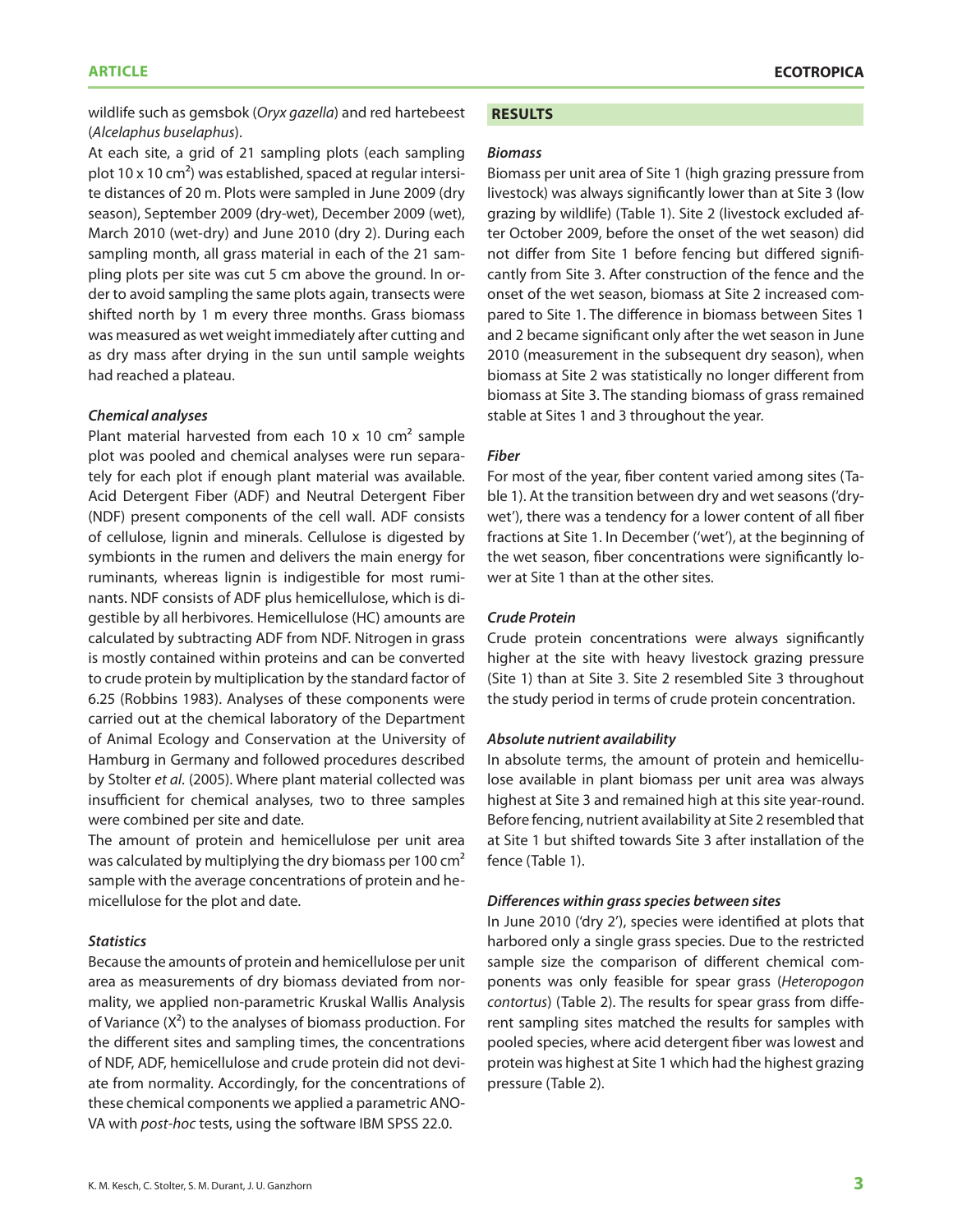wildlife such as gemsbok (*Oryx gazella*) and red hartebeest (*Alcelaphus buselaphus*).

At each site, a grid of 21 sampling plots (each sampling plot 10 x 10 cm²) was established, spaced at regular intersite distances of 20 m. Plots were sampled in June 2009 (dry season), September 2009 (dry-wet), December 2009 (wet), March 2010 (wet-dry) and June 2010 (dry 2). During each sampling month, all grass material in each of the 21 sampling plots per site was cut 5 cm above the ground. In order to avoid sampling the same plots again, transects were shifted north by 1 m every three months. Grass biomass was measured as wet weight immediately after cutting and as dry mass after drying in the sun until sample weights had reached a plateau.

### Chemical analyses

Plant material harvested from each 10 x 10 cm² sample plot was pooled and chemical analyses were run separately for each plot if enough plant material was available. Acid Detergent Fiber (ADF) and Neutral Detergent Fiber (NDF) present components of the cell wall. ADF consists of cellulose, lignin and minerals. Cellulose is digested by symbionts in the rumen and delivers the main energy for ruminants, whereas lignin is indigestible for most ruminants. NDF consists of ADF plus hemicellulose, which is digestible by all herbivores. Hemicellulose (HC) amounts are calculated by subtracting ADF from NDF. Nitrogen in grass is mostly contained within proteins and can be converted to crude protein by multiplication by the standard factor of 6.25 (Robbins 1983). Analyses of these components were carried out at the chemical laboratory of the Department of Animal Ecology and Conservation at the University of Hamburg in Germany and followed procedures described by Stolter *et al*. (2005). Where plant material collected was insufficient for chemical analyses, two to three samples were combined per site and date.

The amount of protein and hemicellulose per unit area was calculated by multiplying the dry biomass per 100 cm² sample with the average concentrations of protein and hemicellulose for the plot and date.

### Statistics

Because the amounts of protein and hemicellulose per unit area as measurements of dry biomass deviated from normality, we applied non-parametric Kruskal Wallis Analysis of Variance ($X^2$) to the analyses of biomass production. For the different sites and sampling times, the concentrations of NDF, ADF, hemicellulose and crude protein did not deviate from normality. Accordingly, for the concentrations of these chemical components we applied a parametric ANOVA with *post-hoc* tests, using the software IBM SPSS 22.0.

## RESULTS

### Biomass

Biomass per unit area of Site 1 (high grazing pressure from livestock) was always significantly lower than at Site 3 (low grazing by wildlife) (Table 1). Site 2 (livestock excluded after October 2009, before the onset of the wet season) did not differ from Site 1 before fencing but differed significantly from Site 3. After construction of the fence and the onset of the wet season, biomass at Site 2 increased compared to Site 1. The difference in biomass between Sites 1 and 2 became significant only after the wet season in June 2010 (measurement in the subsequent dry season), when biomass at Site 2 was statistically no longer different from biomass at Site 3. The standing biomass of grass remained stable at Sites 1 and 3 throughout the year.

### Fiber

For most of the year, fiber content varied among sites (Table 1). At the transition between dry and wet seasons ('dry-wet'), there was a tendency for a lower content of all fiber fractions at Site 1. In December ('wet'), at the beginning of the wet season, fiber concentrations were significantly lower at Site 1 than at the other sites.

### Crude Protein

Crude protein concentrations were always significantly higher at the site with heavy livestock grazing pressure (Site 1) than at Site 3. Site 2 resembled Site 3 throughout the study period in terms of crude protein concentration.

### Absolute nutrient availability

In absolute terms, the amount of protein and hemicellulose available in plant biomass per unit area was always highest at Site 3 and remained high at this site year-round. Before fencing, nutrient availability at Site 2 resembled that at Site 1 but shifted towards Site 3 after installation of the fence (Table 1).

### Differences within grass species between sites

In June 2010 ('dry 2'), species were identified at plots that harbored only a single grass species. Due to the restricted sample size the comparison of different chemical components was only feasible for spear grass (*Heteropogon contortus*) (Table 2). The results for spear grass from different sampling sites matched the results for samples with pooled species, where acid detergent fiber was lowest and protein was highest at Site 1 which had the highest grazing pressure (Table 2).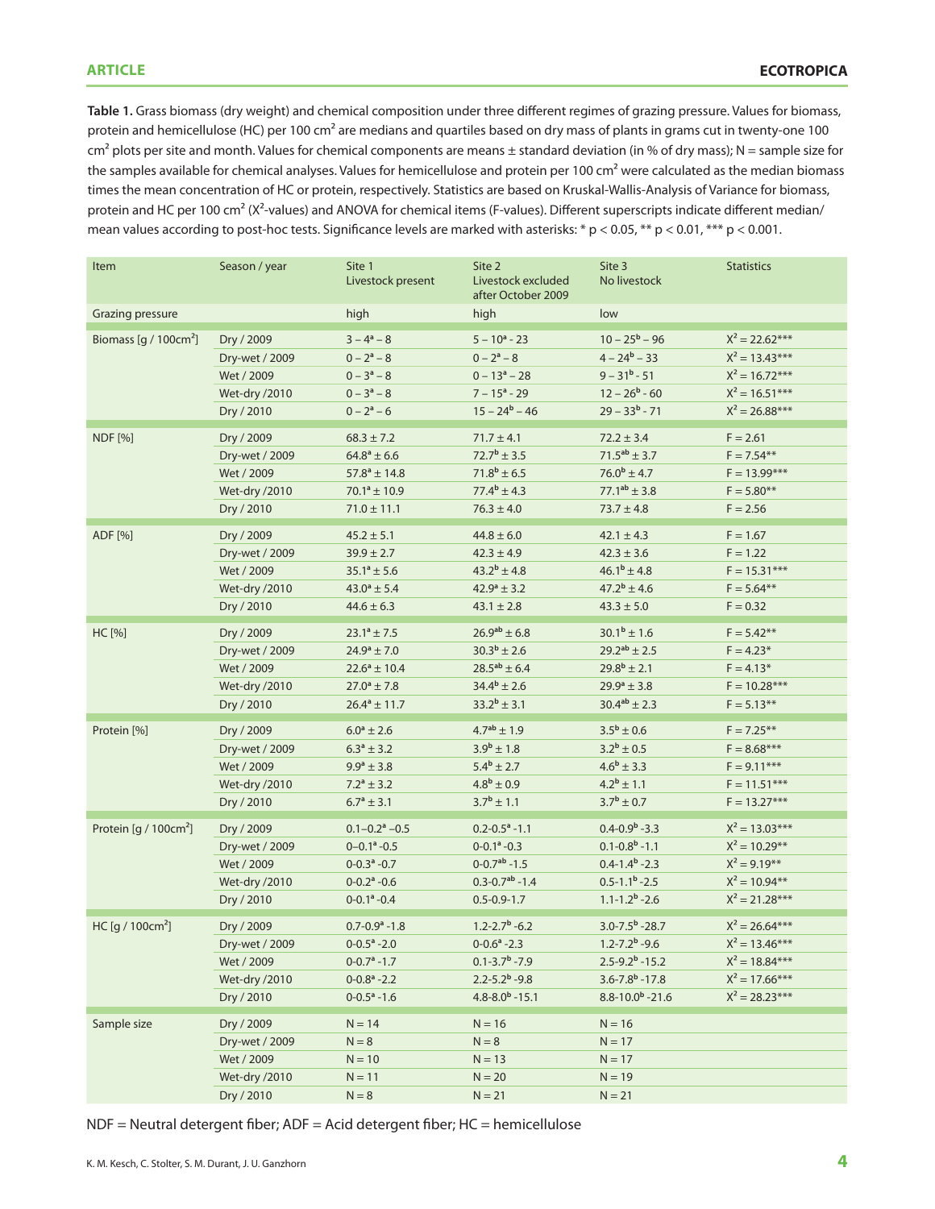**Table 1.** Grass biomass (dry weight) and chemical composition under three different regimes of grazing pressure. Values for biomass, protein and hemicellulose (HC) per 100 cm² are medians and quartiles based on dry mass of plants in grams cut in twenty-one 100 cm² plots per site and month. Values for chemical components are means ± standard deviation (in % of dry mass); N = sample size for the samples available for chemical analyses. Values for hemicellulose and protein per 100 cm² were calculated as the median biomass times the mean concentration of HC or protein, respectively. Statistics are based on Kruskal-Wallis-Analysis of Variance for biomass, protein and HC per 100 cm² ($X^2$-values) and ANOVA for chemical items (F-values). Different superscripts indicate different median/mean values according to post-hoc tests. Significance levels are marked with asterisks: * $p < 0.05$, ** $p < 0.01$, *** $p < 0.001$.

| Item | Season / year | Site 1 Livestock present | Site 2 Livestock excluded after October 2009 | Site 3 No livestock | Statistics |
|---|---|---|---|---|---|
| Grazing pressure | | high | high | low | |
| Biomass [g / 100cm²] | Dry / 2009 | $3 - 4^{a} - 8$ | $5 - 10^{a} - 23$ | $10 - 25^{b} - 96$ | $X^2 = 22.62$*** |
| | Dry-wet / 2009 | $0 - 2^{a} - 8$ | $0 - 2^{a} - 8$ | $4 - 24^{b} - 33$ | $X^2 = 13.43$*** |
| | Wet / 2009 | $0 - 3^{a} - 8$ | $0 - 13^{a} - 28$ | $9 - 31^{b} - 51$ | $X^2 = 16.72$*** |
| | Wet-dry /2010 | $0 - 3^{a} - 8$ | $7 - 15^{a} - 29$ | $12 - 26^{b} - 60$ | $X^2 = 16.51$*** |
| | Dry / 2010 | $0 - 2^{a} - 6$ | $15 - 24^{b} - 46$ | $29 - 33^{b} - 71$ | $X^2 = 26.88$*** |
| NDF [%] | Dry / 2009 | $68.3 \pm 7.2$ | $71.7 \pm 4.1$ | $72.2 \pm 3.4$ | F = 2.61 |
| | Dry-wet / 2009 | $64.8^{a} \pm 6.6$ | $72.7^{b} \pm 3.5$ | $71.5^{ab} \pm 3.7$ | F = 7.54** |
| | Wet / 2009 | $57.8^{a} \pm 14.8$ | $71.8^{b} \pm 6.5$ | $76.0^{b} \pm 4.7$ | F = 13.99*** |
| | Wet-dry /2010 | $70.1^{a} \pm 10.9$ | $77.4^{b} \pm 4.3$ | $77.1^{ab} \pm 3.8$ | F = 5.80** |
| | Dry / 2010 | $71.0 \pm 11.1$ | $76.3 \pm 4.0$ | $73.7 \pm 4.8$ | F = 2.56 |
| ADF [%] | Dry / 2009 | $45.2 \pm 5.1$ | $44.8 \pm 6.0$ | $42.1 \pm 4.3$ | F = 1.67 |
| | Dry-wet / 2009 | $39.9 \pm 2.7$ | $42.3 \pm 4.9$ | $42.3 \pm 3.6$ | F = 1.22 |
| | Wet / 2009 | $35.1^{a} \pm 5.6$ | $43.2^{b} \pm 4.8$ | $46.1^{b} \pm 4.8$ | F = 15.31*** |
| | Wet-dry /2010 | $43.0^{a} \pm 5.4$ | $42.9^{a} \pm 3.2$ | $47.2^{b} \pm 4.6$ | F = 5.64** |
| | Dry / 2010 | $44.6 \pm 6.3$ | $43.1 \pm 2.8$ | $43.3 \pm 5.0$ | F = 0.32 |
| HC [%] | Dry / 2009 | $23.1^{a} \pm 7.5$ | $26.9^{ab} \pm 6.8$ | $30.1^{b} \pm 1.6$ | F = 5.42** |
| | Dry-wet / 2009 | $24.9^{a} \pm 7.0$ | $30.3^{b} \pm 2.6$ | $29.2^{ab} \pm 2.5$ | F = 4.23* |
| | Wet / 2009 | $22.6^{a} \pm 10.4$ | $28.5^{ab} \pm 6.4$ | $29.8^{b} \pm 2.1$ | F = 4.13* |
| | Wet-dry /2010 | $27.0^{a} \pm 7.8$ | $34.4^{b} \pm 2.6$ | $29.9^{a} \pm 3.8$ | F = 10.28*** |
| | Dry / 2010 | $26.4^{a} \pm 11.7$ | $33.2^{b} \pm 3.1$ | $30.4^{ab} \pm 2.3$ | F = 5.13** |
| Protein [%] | Dry / 2009 | $6.0^{a} \pm 2.6$ | $4.7^{ab} \pm 1.9$ | $3.5^{b} \pm 0.6$ | F = 7.25** |
| | Dry-wet / 2009 | $6.3^{a} \pm 3.2$ | $3.9^{b} \pm 1.8$ | $3.2^{b} \pm 0.5$ | F = 8.68*** |
| | Wet / 2009 | $9.9^{a} \pm 3.8$ | $5.4^{b} \pm 2.7$ | $4.6^{b} \pm 3.3$ | F = 9.11*** |
| | Wet-dry /2010 | $7.2^{a} \pm 3.2$ | $4.8^{b} \pm 0.9$ | $4.2^{b} \pm 1.1$ | F = 11.51*** |
| | Dry / 2010 | $6.7^{a} \pm 3.1$ | $3.7^{b} \pm 1.1$ | $3.7^{b} \pm 0.7$ | F = 13.27*** |
| Protein [g / 100cm²] | Dry / 2009 | $0.1–0.2^{a} –0.5$ | $0.2\text{-}0.5^{a}\text{-}1.1$ | $0.4\text{-}0.9^{b}\text{-}3.3$ | $X^2 = 13.03$*** |
| | Dry-wet / 2009 | $0–0.1^{a}\text{-}0.5$ | $0\text{-}0.1^{a}\text{-}0.3$ | $0.1\text{-}0.8^{b}\text{-}1.1$ | $X^2 = 10.29$** |
| | Wet / 2009 | $0\text{-}0.3^{a}\text{-}0.7$ | $0\text{-}0.7^{ab}\text{-}1.5$ | $0.4\text{-}1.4^{b}\text{-}2.3$ | $X^2 = 9.19$** |
| | Wet-dry /2010 | $0\text{-}0.2^{a}\text{-}0.6$ | $0.3\text{-}0.7^{ab}\text{-}1.4$ | $0.5\text{-}1.1^{b}\text{-}2.5$ | $X^2 = 10.94$** |
| | Dry / 2010 | $0\text{-}0.1^{a}\text{-}0.4$ | 0.5-0.9-1.7 | $1.1\text{-}1.2^{b}\text{-}2.6$ | $X^2 = 21.28$*** |
| HC [g / 100cm²] | Dry / 2009 | $0.7\text{-}0.9^{a}\text{-}1.8$ | $1.2\text{-}2.7^{b}\text{-}6.2$ | $3.0\text{-}7.5^{b}\text{-}28.7$ | $X^2 = 26.64$*** |
| | Dry-wet / 2009 | $0\text{-}0.5^{a}\text{-}2.0$ | $0\text{-}0.6^{a}\text{-}2.3$ | $1.2\text{-}7.2^{b}\text{-}9.6$ | $X^2 = 13.46$*** |
| | Wet / 2009 | $0\text{-}0.7^{a}\text{-}1.7$ | $0.1\text{-}3.7^{b}\text{-}7.9$ | $2.5\text{-}9.2^{b}\text{-}15.2$ | $X^2 = 18.84$*** |
| | Wet-dry /2010 | $0\text{-}0.8^{a}\text{-}2.2$ | $2.2\text{-}5.2^{b}\text{-}9.8$ | $3.6\text{-}7.8^{b}\text{-}17.8$ | $X^2 = 17.66$*** |
| | Dry / 2010 | $0\text{-}0.5^{a}\text{-}1.6$ | $4.8\text{-}8.0^{b}\text{-}15.1$ | $8.8\text{-}10.0^{b}\text{-}21.6$ | $X^2 = 28.23$*** |
| Sample size | Dry / 2009 | N = 14 | N = 16 | N = 16 | |
| | Dry-wet / 2009 | N = 8 | N = 8 | N = 17 | |
| | Wet / 2009 | N = 10 | N = 13 | N = 17 | |
| | Wet-dry /2010 | N = 11 | N = 20 | N = 19 | |
| | Dry / 2010 | N = 8 | N = 21 | N = 21 | |

NDF = Neutral detergent fiber; ADF = Acid detergent fiber; HC = hemicellulose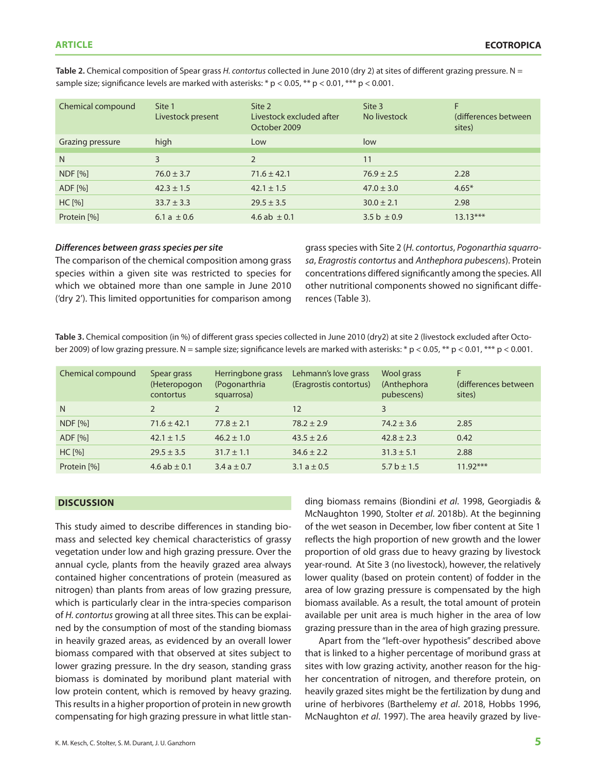**Table 2.** Chemical composition of Spear grass *H. contortus* collected in June 2010 (dry 2) at sites of different grazing pressure. N = sample size; significance levels are marked with asterisks: * p < 0.05, ** p < 0.01, *** p < 0.001.

| Chemical compound | Site 1 Livestock present | Site 2 Livestock excluded after October 2009 | Site 3 No livestock | F (differences between sites) |
|---|---|---|---|---|
| Grazing pressure | high | Low | low | |
| N | 3 | 2 | 11 | |
| NDF [%] | 76.0 ± 3.7 | 71.6 ± 42.1 | 76.9 ± 2.5 | 2.28 |
| ADF [%] | 42.3 ± 1.5 | 42.1 ± 1.5 | 47.0 ± 3.0 | 4.65* |
| HC [%] | 33.7 ± 3.3 | 29.5 ± 3.5 | 30.0 ± 2.1 | 2.98 |
| Protein [%] | 6.1 a ± 0.6 | 4.6 ab ± 0.1 | 3.5 b ± 0.9 | 13.13*** |

***Differences between grass species per site***

The comparison of the chemical composition among grass species within a given site was restricted to species for which we obtained more than one sample in June 2010 ('dry 2'). This limited opportunities for comparison among grass species with Site 2 (*H. contortus*, *Pogonarthia squarrosa*, *Eragrostis contortus* and *Anthephora pubescens*). Protein concentrations differed significantly among the species. All other nutritional components showed no significant differences (Table 3).

**Table 3.** Chemical composition (in %) of different grass species collected in June 2010 (dry2) at site 2 (livestock excluded after October 2009) of low grazing pressure. N = sample size; significance levels are marked with asterisks: * p < 0.05, ** p < 0.01, *** p < 0.001.

| Chemical compound | Spear grass (Heteropogon contortus | Herringbone grass (Pogonarthia squarrosa) | Lehmann's love grass (Eragrostis contortus) | Wool grass (Anthephora pubescens) | F (differences between sites) |
|---|---|---|---|---|---|
| N | 2 | 2 | 12 | 3 | |
| NDF [%] | 71.6 ± 42.1 | 77.8 ± 2.1 | 78.2 ± 2.9 | 74.2 ± 3.6 | 2.85 |
| ADF [%] | 42.1 ± 1.5 | 46.2 ± 1.0 | 43.5 ± 2.6 | 42.8 ± 2.3 | 0.42 |
| HC [%] | 29.5 ± 3.5 | 31.7 ± 1.1 | 34.6 ± 2.2 | 31.3 ± 5.1 | 2.88 |
| Protein [%] | 4.6 ab ± 0.1 | 3.4 a ± 0.7 | 3.1 a ± 0.5 | 5.7 b ± 1.5 | 11.92*** |

## DISCUSSION

This study aimed to describe differences in standing biomass and selected key chemical characteristics of grassy vegetation under low and high grazing pressure. Over the annual cycle, plants from the heavily grazed area always contained higher concentrations of protein (measured as nitrogen) than plants from areas of low grazing pressure, which is particularly clear in the intra-species comparison of *H. contortus* growing at all three sites. This can be explained by the consumption of most of the standing biomass in heavily grazed areas, as evidenced by an overall lower biomass compared with that observed at sites subject to lower grazing pressure. In the dry season, standing grass biomass is dominated by moribund plant material with low protein content, which is removed by heavy grazing. This results in a higher proportion of protein in new growth compensating for high grazing pressure in what little standing biomass remains (Biondini *et al*. 1998, Georgiadis & McNaughton 1990, Stolter *et al*. 2018b). At the beginning of the wet season in December, low fiber content at Site 1 reflects the high proportion of new growth and the lower proportion of old grass due to heavy grazing by livestock year-round. At Site 3 (no livestock), however, the relatively lower quality (based on protein content) of fodder in the area of low grazing pressure is compensated by the high biomass available. As a result, the total amount of protein available per unit area is much higher in the area of low grazing pressure than in the area of high grazing pressure.

Apart from the "left-over hypothesis" described above that is linked to a higher percentage of moribund grass at sites with low grazing activity, another reason for the higher concentration of nitrogen, and therefore protein, on heavily grazed sites might be the fertilization by dung and urine of herbivores (Barthelemy *et al*. 2018, Hobbs 1996, McNaughton *et al*. 1997). The area heavily grazed by live-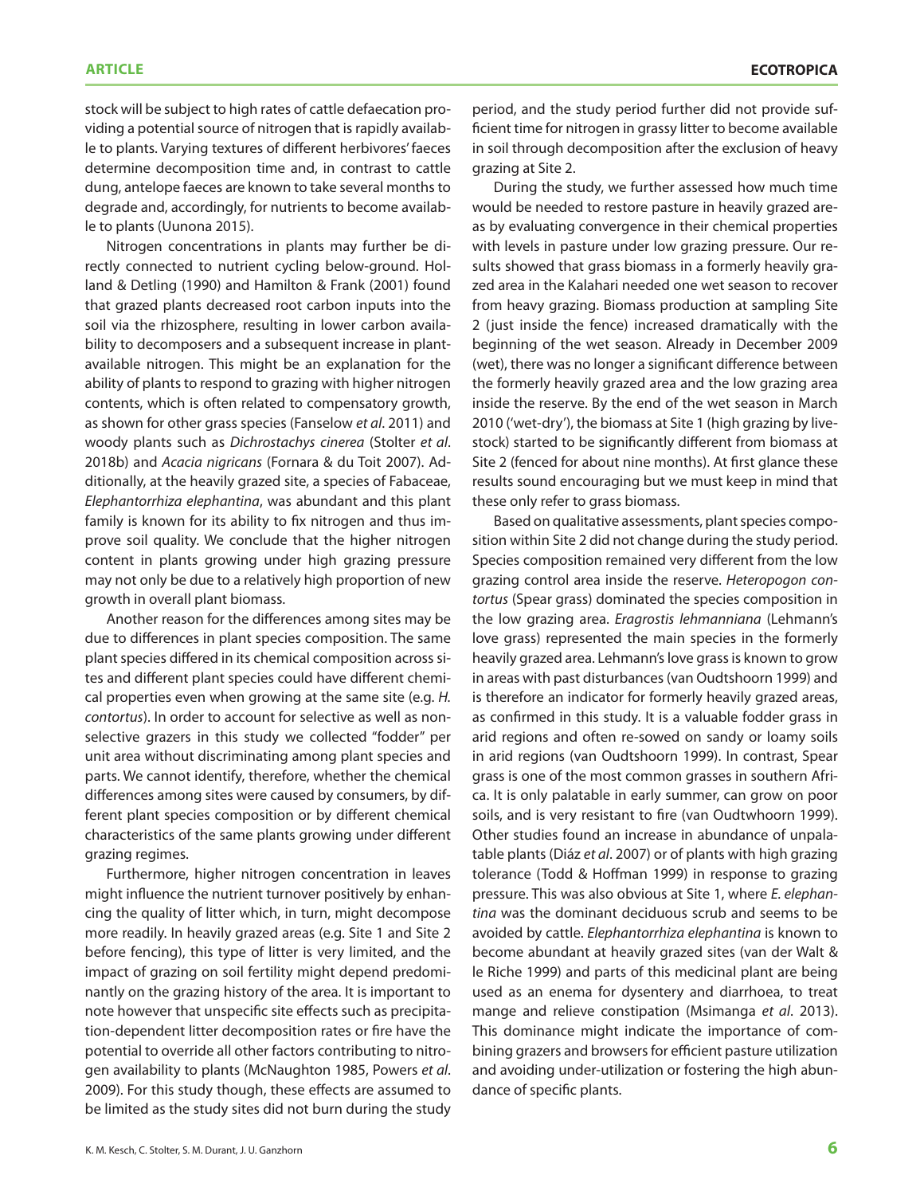stock will be subject to high rates of cattle defaecation providing a potential source of nitrogen that is rapidly available to plants. Varying textures of different herbivores' faeces determine decomposition time and, in contrast to cattle dung, antelope faeces are known to take several months to degrade and, accordingly, for nutrients to become available to plants (Uunona 2015).

Nitrogen concentrations in plants may further be directly connected to nutrient cycling below-ground. Holland & Detling (1990) and Hamilton & Frank (2001) found that grazed plants decreased root carbon inputs into the soil via the rhizosphere, resulting in lower carbon availability to decomposers and a subsequent increase in plant-available nitrogen. This might be an explanation for the ability of plants to respond to grazing with higher nitrogen contents, which is often related to compensatory growth, as shown for other grass species (Fanselow *et al*. 2011) and woody plants such as *Dichrostachys cinerea* (Stolter *et al*. 2018b) and *Acacia nigricans* (Fornara & du Toit 2007). Additionally, at the heavily grazed site, a species of Fabaceae, *Elephantorrhiza elephantina*, was abundant and this plant family is known for its ability to fix nitrogen and thus improve soil quality. We conclude that the higher nitrogen content in plants growing under high grazing pressure may not only be due to a relatively high proportion of new growth in overall plant biomass.

Another reason for the differences among sites may be due to differences in plant species composition. The same plant species differed in its chemical composition across sites and different plant species could have different chemical properties even when growing at the same site (e.g. *H. contortus*). In order to account for selective as well as non-selective grazers in this study we collected "fodder" per unit area without discriminating among plant species and parts. We cannot identify, therefore, whether the chemical differences among sites were caused by consumers, by different plant species composition or by different chemical characteristics of the same plants growing under different grazing regimes.

Furthermore, higher nitrogen concentration in leaves might influence the nutrient turnover positively by enhancing the quality of litter which, in turn, might decompose more readily. In heavily grazed areas (e.g. Site 1 and Site 2 before fencing), this type of litter is very limited, and the impact of grazing on soil fertility might depend predominantly on the grazing history of the area. It is important to note however that unspecific site effects such as precipitation-dependent litter decomposition rates or fire have the potential to override all other factors contributing to nitrogen availability to plants (McNaughton 1985, Powers *et al*. 2009). For this study though, these effects are assumed to be limited as the study sites did not burn during the study period, and the study period further did not provide sufficient time for nitrogen in grassy litter to become available in soil through decomposition after the exclusion of heavy grazing at Site 2.

During the study, we further assessed how much time would be needed to restore pasture in heavily grazed areas by evaluating convergence in their chemical properties with levels in pasture under low grazing pressure. Our results showed that grass biomass in a formerly heavily grazed area in the Kalahari needed one wet season to recover from heavy grazing. Biomass production at sampling Site 2 (just inside the fence) increased dramatically with the beginning of the wet season. Already in December 2009 (wet), there was no longer a significant difference between the formerly heavily grazed area and the low grazing area inside the reserve. By the end of the wet season in March 2010 ('wet-dry'), the biomass at Site 1 (high grazing by livestock) started to be significantly different from biomass at Site 2 (fenced for about nine months). At first glance these results sound encouraging but we must keep in mind that these only refer to grass biomass.

Based on qualitative assessments, plant species composition within Site 2 did not change during the study period. Species composition remained very different from the low grazing control area inside the reserve. *Heteropogon contortus* (Spear grass) dominated the species composition in the low grazing area. *Eragrostis lehmanniana* (Lehmann's love grass) represented the main species in the formerly heavily grazed area. Lehmann's love grass is known to grow in areas with past disturbances (van Oudtshoorn 1999) and is therefore an indicator for formerly heavily grazed areas, as confirmed in this study. It is a valuable fodder grass in arid regions and often re-sowed on sandy or loamy soils in arid regions (van Oudtshoorn 1999). In contrast, Spear grass is one of the most common grasses in southern Africa. It is only palatable in early summer, can grow on poor soils, and is very resistant to fire (van Oudtwhoorn 1999). Other studies found an increase in abundance of unpalatable plants (Diáz *et al*. 2007) or of plants with high grazing tolerance (Todd & Hoffman 1999) in response to grazing pressure. This was also obvious at Site 1, where *E. elephantina* was the dominant deciduous scrub and seems to be avoided by cattle. *Elephantorrhiza elephantina* is known to become abundant at heavily grazed sites (van der Walt & le Riche 1999) and parts of this medicinal plant are being used as an enema for dysentery and diarrhoea, to treat mange and relieve constipation (Msimanga *et al*. 2013). This dominance might indicate the importance of combining grazers and browsers for efficient pasture utilization and avoiding under-utilization or fostering the high abundance of specific plants.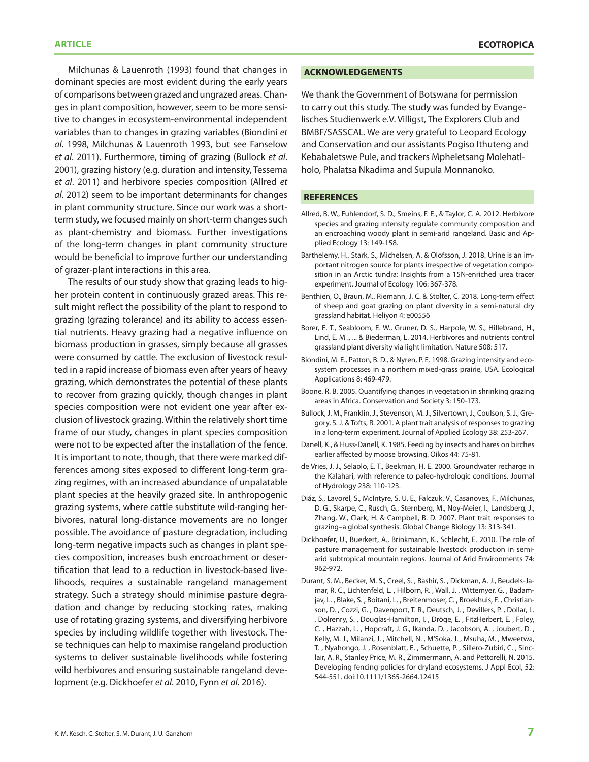Milchunas & Lauenroth (1993) found that changes in dominant species are most evident during the early years of comparisons between grazed and ungrazed areas. Changes in plant composition, however, seem to be more sensitive to changes in ecosystem-environmental independent variables than to changes in grazing variables (Biondini *et al*. 1998, Milchunas & Lauenroth 1993, but see Fanselow *et al*. 2011). Furthermore, timing of grazing (Bullock *et al*. 2001), grazing history (e.g. duration and intensity, Tessema *et al*. 2011) and herbivore species composition (Allred *et al*. 2012) seem to be important determinants for changes in plant community structure. Since our work was a short-term study, we focused mainly on short-term changes such as plant-chemistry and biomass. Further investigations of the long-term changes in plant community structure would be beneficial to improve further our understanding of grazer-plant interactions in this area.

The results of our study show that grazing leads to higher protein content in continuously grazed areas. This result might reflect the possibility of the plant to respond to grazing (grazing tolerance) and its ability to access essential nutrients. Heavy grazing had a negative influence on biomass production in grasses, simply because all grasses were consumed by cattle. The exclusion of livestock resulted in a rapid increase of biomass even after years of heavy grazing, which demonstrates the potential of these plants to recover from grazing quickly, though changes in plant species composition were not evident one year after exclusion of livestock grazing. Within the relatively short time frame of our study, changes in plant species composition were not to be expected after the installation of the fence. It is important to note, though, that there were marked differences among sites exposed to different long-term grazing regimes, with an increased abundance of unpalatable plant species at the heavily grazed site. In anthropogenic grazing systems, where cattle substitute wild-ranging herbivores, natural long-distance movements are no longer possible. The avoidance of pasture degradation, including long-term negative impacts such as changes in plant species composition, increases bush encroachment or desertification that lead to a reduction in livestock-based livelihoods, requires a sustainable rangeland management strategy. Such a strategy should minimise pasture degradation and change by reducing stocking rates, making use of rotating grazing systems, and diversifying herbivore species by including wildlife together with livestock. These techniques can help to maximise rangeland production systems to deliver sustainable livelihoods while fostering wild herbivores and ensuring sustainable rangeland development (e.g. Dickhoefer *et al*. 2010, Fynn *et al*. 2016).

## ACKNOWLEDGEMENTS

We thank the Government of Botswana for permission to carry out this study. The study was funded by Evangelisches Studienwerk e.V. Villigst, The Explorers Club and BMBF/SASSCAL. We are very grateful to Leopard Ecology and Conservation and our assistants Pogiso Ithuteng and Kebabaletswe Pule, and trackers Mpheletsang Molehatlholo, Phalatsa Nkadima and Supula Monnanoko.

## REFERENCES

Allred, B. W., Fuhlendorf, S. D., Smeins, F. E., & Taylor, C. A. 2012. Herbivore species and grazing intensity regulate community composition and an encroaching woody plant in semi-arid rangeland. Basic and Applied Ecology 13: 149-158.

Barthelemy, H., Stark, S., Michelsen, A. & Olofsson, J. 2018. Urine is an important nitrogen source for plants irrespective of vegetation composition in an Arctic tundra: Insights from a 15N-enriched urea tracer experiment. Journal of Ecology 106: 367-378.

Benthien, O., Braun, M., Riemann, J. C. & Stolter, C. 2018. Long-term effect of sheep and goat grazing on plant diversity in a semi-natural dry grassland habitat. Heliyon 4: e00556

Borer, E. T., Seabloom, E. W., Gruner, D. S., Harpole, W. S., Hillebrand, H., Lind, E. M ., ... & Biederman, L. 2014. Herbivores and nutrients control grassland plant diversity via light limitation. Nature 508: 517.

Biondini, M. E., Patton, B. D., & Nyren, P. E. 1998. Grazing intensity and ecosystem processes in a northern mixed-grass prairie, USA. Ecological Applications 8: 469-479.

Boone, R. B. 2005. Quantifying changes in vegetation in shrinking grazing areas in Africa. Conservation and Society 3: 150-173.

Bullock, J. M., Franklin, J., Stevenson, M. J., Silvertown, J., Coulson, S. J., Gregory, S. J. & Tofts, R. 2001. A plant trait analysis of responses to grazing in a long-term experiment. Journal of Applied Ecology 38: 253-267.

Danell, K., & Huss-Danell, K. 1985. Feeding by insects and hares on birches earlier affected by moose browsing. Oikos 44: 75-81.

de Vries, J. J., Selaolo, E. T., Beekman, H. E. 2000. Groundwater recharge in the Kalahari, with reference to paleo-hydrologic conditions. Journal of Hydrology 238: 110-123.

Diáz, S., Lavorel, S., McIntyre, S. U. E., Falczuk, V., Casanoves, F., Milchunas, D. G., Skarpe, C., Rusch, G., Sternberg, M., Noy-Meier, I., Landsberg, J., Zhang, W., Clark, H. & Campbell, B. D. 2007. Plant trait responses to grazing–a global synthesis. Global Change Biology 13: 313-341.

Dickhoefer, U., Buerkert, A., Brinkmann, K., Schlecht, E. 2010. The role of pasture management for sustainable livestock production in semi-arid subtropical mountain regions. Journal of Arid Environments 74: 962-972.

Durant, S. M., Becker, M. S., Creel, S. , Bashir, S. , Dickman, A. J., Beudels-Jamar, R. C., Lichtenfeld, L. , Hilborn, R. , Wall, J. , Wittemyer, G. , Badamjav, L. , Blake, S. , Boitani, L. , Breitenmoser, C. , Broekhuis, F. , Christianson, D. , Cozzi, G. , Davenport, T. R., Deutsch, J. , Devillers, P. , Dollar, L. , Dolrenry, S. , Douglas-Hamilton, I. , Dröge, E. , FitzHerbert, E. , Foley, C. , Hazzah, L. , Hopcraft, J. G., Ikanda, D. , Jacobson, A. , Joubert, D. , Kelly, M. J., Milanzi, J. , Mitchell, N. , M'Soka, J. , Msuha, M. , Mweetwa, T. , Nyahongo, J. , Rosenblatt, E. , Schuette, P. , Sillero-Zubiri, C. , Sinclair, A. R., Stanley Price, M. R., Zimmermann, A. and Pettorelli, N. 2015. Developing fencing policies for dryland ecosystems. J Appl Ecol, 52: 544-551. doi:10.1111/1365-2664.12415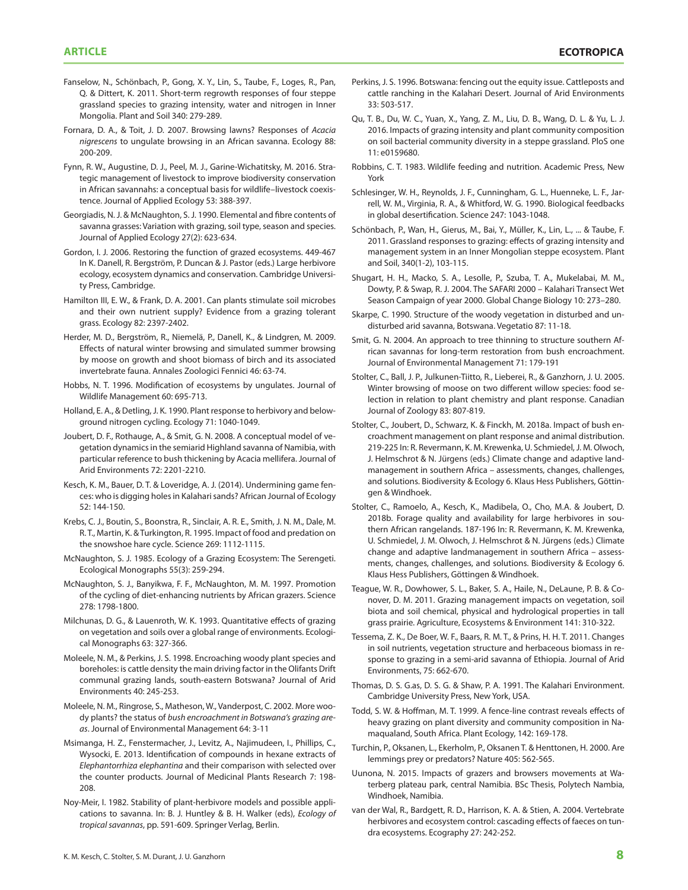Fanselow, N., Schönbach, P., Gong, X. Y., Lin, S., Taube, F., Loges, R., Pan, Q. & Dittert, K. 2011. Short-term regrowth responses of four steppe grassland species to grazing intensity, water and nitrogen in Inner Mongolia. Plant and Soil 340: 279-289.

Fornara, D. A., & Toit, J. D. 2007. Browsing lawns? Responses of *Acacia nigrescens* to ungulate browsing in an African savanna. Ecology 88: 200-209.

Fynn, R. W., Augustine, D. J., Peel, M. J., Garine-Wichatitsky, M. 2016. Strategic management of livestock to improve biodiversity conservation in African savannahs: a conceptual basis for wildlife–livestock coexistence. Journal of Applied Ecology 53: 388-397.

Georgiadis, N. J. & McNaughton, S. J. 1990. Elemental and fibre contents of savanna grasses: Variation with grazing, soil type, season and species. Journal of Applied Ecology 27(2): 623-634.

Gordon, I. J. 2006. Restoring the function of grazed ecosystems. 449-467 In K. Danell, R. Bergström, P. Duncan & J. Pastor (eds.) Large herbivore ecology, ecosystem dynamics and conservation. Cambridge University Press, Cambridge.

Hamilton III, E. W., & Frank, D. A. 2001. Can plants stimulate soil microbes and their own nutrient supply? Evidence from a grazing tolerant grass. Ecology 82: 2397-2402.

Herder, M. D., Bergström, R., Niemelä, P., Danell, K., & Lindgren, M. 2009. Effects of natural winter browsing and simulated summer browsing by moose on growth and shoot biomass of birch and its associated invertebrate fauna. Annales Zoologici Fennici 46: 63-74.

Hobbs, N. T. 1996. Modification of ecosystems by ungulates. Journal of Wildlife Management 60: 695-713.

Holland, E. A., & Detling, J. K. 1990. Plant response to herbivory and belowground nitrogen cycling. Ecology 71: 1040-1049.

Joubert, D. F., Rothauge, A., & Smit, G. N. 2008. A conceptual model of vegetation dynamics in the semiarid Highland savanna of Namibia, with particular reference to bush thickening by Acacia mellifera. Journal of Arid Environments 72: 2201-2210.

Kesch, K. M., Bauer, D. T. & Loveridge, A. J. (2014). Undermining game fences: who is digging holes in Kalahari sands? African Journal of Ecology 52: 144-150.

Krebs, C. J., Boutin, S., Boonstra, R., Sinclair, A. R. E., Smith, J. N. M., Dale, M. R. T., Martin, K. & Turkington, R. 1995. Impact of food and predation on the snowshoe hare cycle. Science 269: 1112-1115.

McNaughton, S. J. 1985. Ecology of a Grazing Ecosystem: The Serengeti. Ecological Monographs 55(3): 259-294.

McNaughton, S. J., Banyikwa, F. F., McNaughton, M. M. 1997. Promotion of the cycling of diet-enhancing nutrients by African grazers. Science 278: 1798-1800.

Milchunas, D. G., & Lauenroth, W. K. 1993. Quantitative effects of grazing on vegetation and soils over a global range of environments. Ecological Monographs 63: 327-366.

Moleele, N. M., & Perkins, J. S. 1998. Encroaching woody plant species and boreholes: is cattle density the main driving factor in the Olifants Drift communal grazing lands, south-eastern Botswana? Journal of Arid Environments 40: 245-253.

Moleele, N. M., Ringrose, S., Matheson, W., Vanderpost, C. 2002. More woody plants? the status of *bush encroachment in Botswana's grazing areas*. Journal of Environmental Management 64: 3-11

Msimanga, H. Z., Fenstermacher, J., Levitz, A., Najimudeen, I., Phillips, C., Wysocki, E. 2013. Identification of compounds in hexane extracts of *Elephantorrhiza elephantina* and their comparison with selected over the counter products. Journal of Medicinal Plants Research 7: 198-208.

Noy-Meir, I. 1982. Stability of plant-herbivore models and possible applications to savanna. In: B. J. Huntley & B. H. Walker (eds), *Ecology of tropical savannas*, pp. 591-609. Springer Verlag, Berlin.

Perkins, J. S. 1996. Botswana: fencing out the equity issue. Cattleposts and cattle ranching in the Kalahari Desert. Journal of Arid Environments 33: 503-517.

Qu, T. B., Du, W. C., Yuan, X., Yang, Z. M., Liu, D. B., Wang, D. L. & Yu, L. J. 2016. Impacts of grazing intensity and plant community composition on soil bacterial community diversity in a steppe grassland. PloS one 11: e0159680.

Robbins, C. T. 1983. Wildlife feeding and nutrition. Academic Press, New York

Schlesinger, W. H., Reynolds, J. F., Cunningham, G. L., Huenneke, L. F., Jarrell, W. M., Virginia, R. A., & Whitford, W. G. 1990. Biological feedbacks in global desertification. Science 247: 1043-1048.

Schönbach, P., Wan, H., Gierus, M., Bai, Y., Müller, K., Lin, L., ... & Taube, F. 2011. Grassland responses to grazing: effects of grazing intensity and management system in an Inner Mongolian steppe ecosystem. Plant and Soil, 340(1-2), 103-115.

Shugart, H. H., Macko, S. A., Lesolle, P., Szuba, T. A., Mukelabai, M. M., Dowty, P. & Swap, R. J. 2004. The SAFARI 2000 – Kalahari Transect Wet Season Campaign of year 2000. Global Change Biology 10: 273–280.

Skarpe, C. 1990. Structure of the woody vegetation in disturbed and undisturbed arid savanna, Botswana. Vegetatio 87: 11-18.

Smit, G. N. 2004. An approach to tree thinning to structure southern African savannas for long-term restoration from bush encroachment. Journal of Environmental Management 71: 179-191

Stolter, C., Ball, J. P., Julkunen-Tiitto, R., Lieberei, R., & Ganzhorn, J. U. 2005. Winter browsing of moose on two different willow species: food selection in relation to plant chemistry and plant response. Canadian Journal of Zoology 83: 807-819.

Stolter, C., Joubert, D., Schwarz, K. & Finckh, M. 2018a. Impact of bush encroachment management on plant response and animal distribution. 219-225 In: R. Revermann, K. M. Krewenka, U. Schmiedel, J. M. Olwoch, J. Helmschrot & N. Jürgens (eds.) Climate change and adaptive landmanagement in southern Africa – assessments, changes, challenges, and solutions. Biodiversity & Ecology 6. Klaus Hess Publishers, Göttingen & Windhoek.

Stolter, C., Ramoelo, A., Kesch, K., Madibela, O., Cho, M.A. & Joubert, D. 2018b. Forage quality and availability for large herbivores in southern African rangelands. 187-196 In: R. Revermann, K. M. Krewenka, U. Schmiedel, J. M. Olwoch, J. Helmschrot & N. Jürgens (eds.) Climate change and adaptive landmanagement in southern Africa – assessments, changes, challenges, and solutions. Biodiversity & Ecology 6. Klaus Hess Publishers, Göttingen & Windhoek.

Teague, W. R., Dowhower, S. L., Baker, S. A., Haile, N., DeLaune, P. B. & Conover, D. M. 2011. Grazing management impacts on vegetation, soil biota and soil chemical, physical and hydrological properties in tall grass prairie. Agriculture, Ecosystems & Environment 141: 310-322.

Tessema, Z. K., De Boer, W. F., Baars, R. M. T., & Prins, H. H. T. 2011. Changes in soil nutrients, vegetation structure and herbaceous biomass in response to grazing in a semi-arid savanna of Ethiopia. Journal of Arid Environments, 75: 662-670.

Thomas, D. S. G.as, D. S. G. & Shaw, P. A. 1991. The Kalahari Environment. Cambridge University Press, New York, USA.

Todd, S. W. & Hoffman, M. T. 1999. A fence-line contrast reveals effects of heavy grazing on plant diversity and community composition in Namaqualand, South Africa. Plant Ecology, 142: 169-178.

Turchin, P., Oksanen, L., Ekerholm, P., Oksanen T. & Henttonen, H. 2000. Are lemmings prey or predators? Nature 405: 562-565.

Uunona, N. 2015. Impacts of grazers and browsers movements at Waterberg plateau park, central Namibia. BSc Thesis, Polytech Nambia, Windhoek, Namibia.

van der Wal, R., Bardgett, R. D., Harrison, K. A. & Stien, A. 2004. Vertebrate herbivores and ecosystem control: cascading effects of faeces on tundra ecosystems. Ecography 27: 242-252.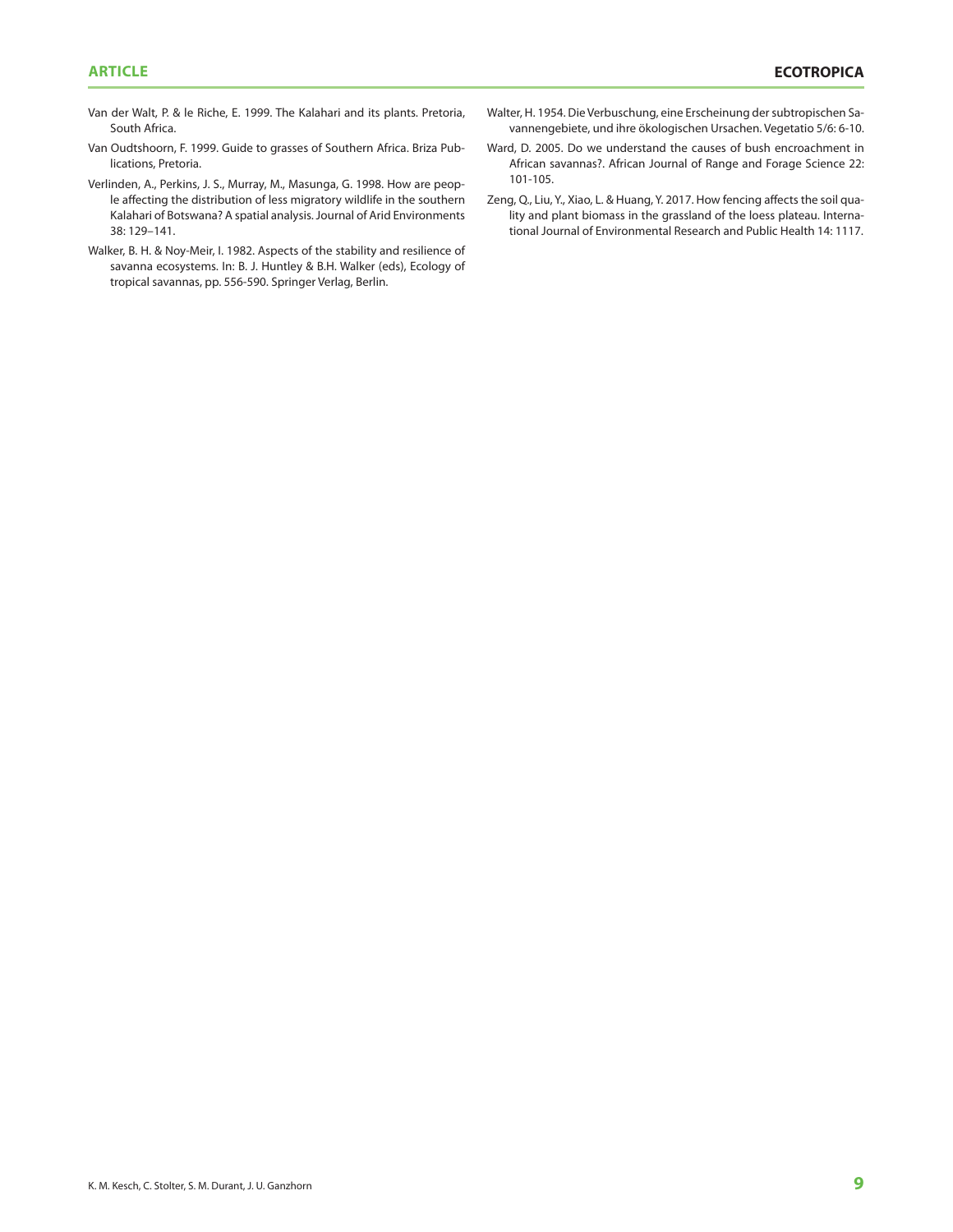Van der Walt, P. & le Riche, E. 1999. The Kalahari and its plants. Pretoria, South Africa.

Van Oudtshoorn, F. 1999. Guide to grasses of Southern Africa. Briza Publications, Pretoria.

Verlinden, A., Perkins, J. S., Murray, M., Masunga, G. 1998. How are people affecting the distribution of less migratory wildlife in the southern Kalahari of Botswana? A spatial analysis. Journal of Arid Environments 38: 129–141.

Walker, B. H. & Noy-Meir, I. 1982. Aspects of the stability and resilience of savanna ecosystems. In: B. J. Huntley & B.H. Walker (eds), Ecology of tropical savannas, pp. 556-590. Springer Verlag, Berlin.

Walter, H. 1954. Die Verbuschung, eine Erscheinung der subtropischen Savannengebiete, und ihre ökologischen Ursachen. Vegetatio 5/6: 6-10.

Ward, D. 2005. Do we understand the causes of bush encroachment in African savannas?. African Journal of Range and Forage Science 22: 101-105.

Zeng, Q., Liu, Y., Xiao, L. & Huang, Y. 2017. How fencing affects the soil quality and plant biomass in the grassland of the loess plateau. International Journal of Environmental Research and Public Health 14: 1117.